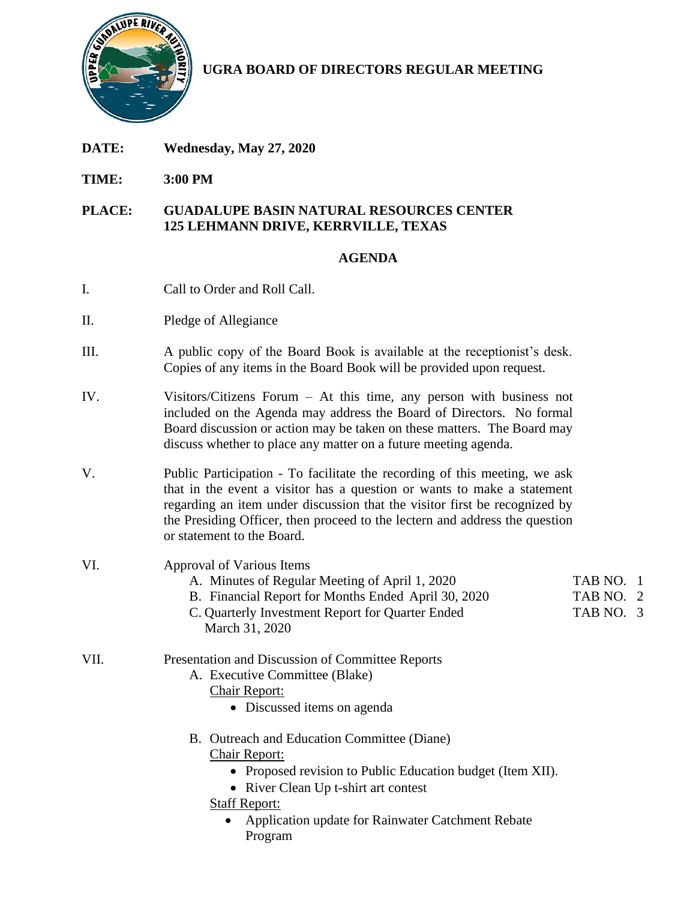# UGRA BOARD OF DIRECTORS REGULAR MEETING

**DATE:** **Wednesday, May 27, 2020**

**TIME:** **3:00 PM**

**PLACE:** **GUADALUPE BASIN NATURAL RESOURCES CENTER**
**125 LEHMANN DRIVE, KERRVILLE, TEXAS**

## AGENDA

I. Call to Order and Roll Call.

II. Pledge of Allegiance

III. A public copy of the Board Book is available at the receptionist's desk. Copies of any items in the Board Book will be provided upon request.

IV. Visitors/Citizens Forum – At this time, any person with business not included on the Agenda may address the Board of Directors. No formal Board discussion or action may be taken on these matters. The Board may discuss whether to place any matter on a future meeting agenda.

V. Public Participation - To facilitate the recording of this meeting, we ask that in the event a visitor has a question or wants to make a statement regarding an item under discussion that the visitor first be recognized by the Presiding Officer, then proceed to the lectern and address the question or statement to the Board.

VI. Approval of Various Items

- A. Minutes of Regular Meeting of April 1, 2020 — TAB NO. 1
- B. Financial Report for Months Ended April 30, 2020 — TAB NO. 2
- C. Quarterly Investment Report for Quarter Ended March 31, 2020 — TAB NO. 3

VII. Presentation and Discussion of Committee Reports

- A. Executive Committee (Blake)
  - Chair Report:
    - Discussed items on agenda
- B. Outreach and Education Committee (Diane)
  - Chair Report:
    - Proposed revision to Public Education budget (Item XII).
    - River Clean Up t-shirt art contest
  - Staff Report:
    - Application update for Rainwater Catchment Rebate Program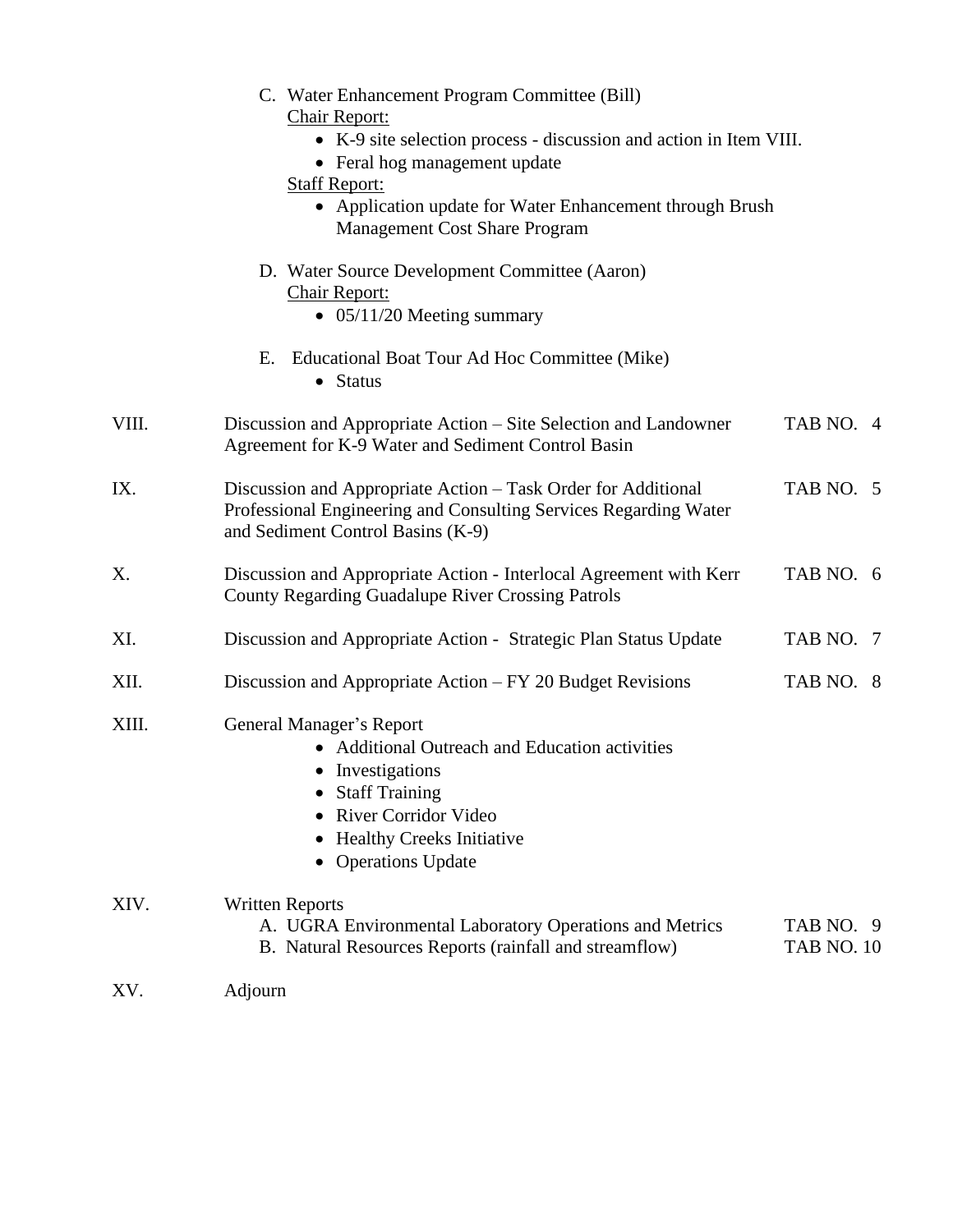C. Water Enhancement Program Committee (Bill)

Chair Report:

- K-9 site selection process - discussion and action in Item VIII.
- Feral hog management update

Staff Report:

- Application update for Water Enhancement through Brush Management Cost Share Program

D. Water Source Development Committee (Aaron)

Chair Report:

- 05/11/20 Meeting summary

E. Educational Boat Tour Ad Hoc Committee (Mike)

- Status

VIII. Discussion and Appropriate Action – Site Selection and Landowner Agreement for K-9 Water and Sediment Control Basin — TAB NO. 4

IX. Discussion and Appropriate Action – Task Order for Additional Professional Engineering and Consulting Services Regarding Water and Sediment Control Basins (K-9) — TAB NO. 5

X. Discussion and Appropriate Action - Interlocal Agreement with Kerr County Regarding Guadalupe River Crossing Patrols — TAB NO. 6

XI. Discussion and Appropriate Action - Strategic Plan Status Update — TAB NO. 7

XII. Discussion and Appropriate Action – FY 20 Budget Revisions — TAB NO. 8

XIII. General Manager's Report

- Additional Outreach and Education activities
- Investigations
- Staff Training
- River Corridor Video
- Healthy Creeks Initiative
- Operations Update

XIV. Written Reports

A. UGRA Environmental Laboratory Operations and Metrics — TAB NO. 9

B. Natural Resources Reports (rainfall and streamflow) — TAB NO. 10

XV. Adjourn